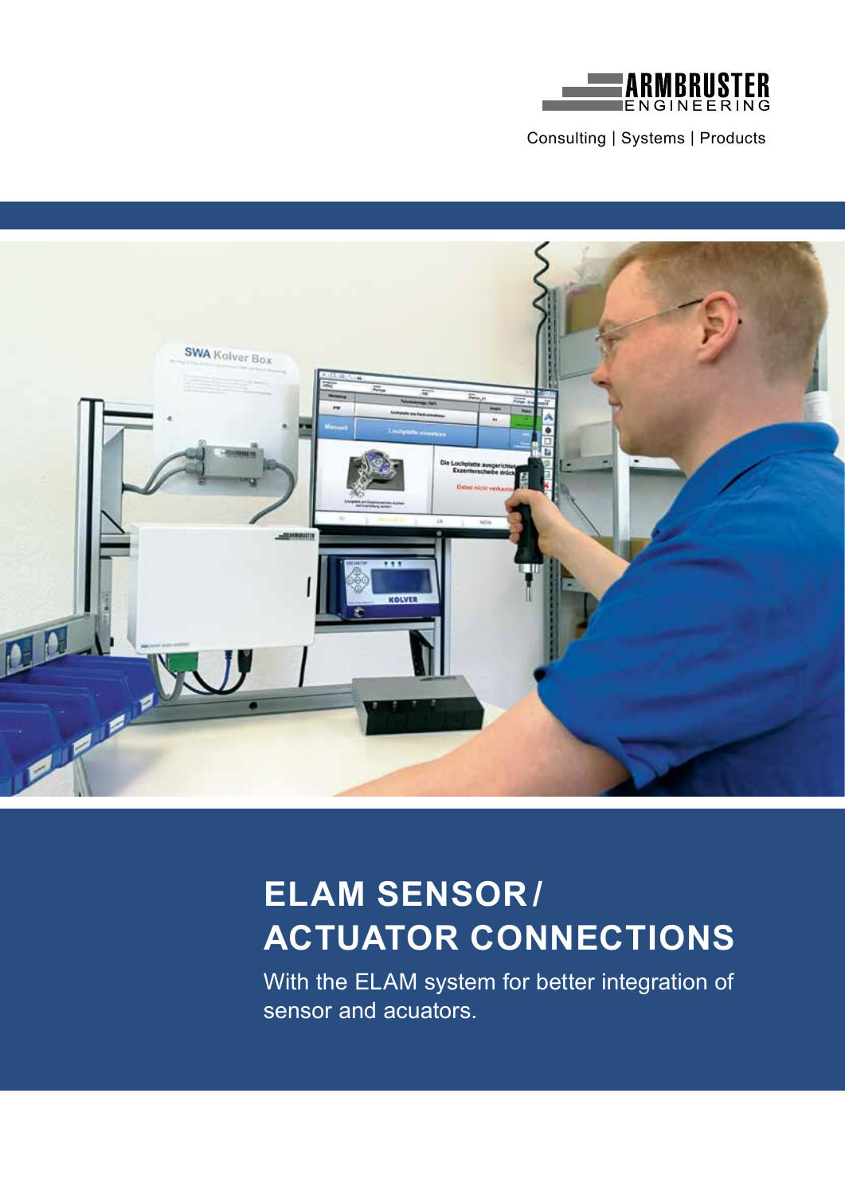ARMBRUSTER ENGINEERING

Consulting | Systems | Products

# ELAM SENSOR / ACTUATOR CONNECTIONS

With the ELAM system for better integration of sensor and acuators.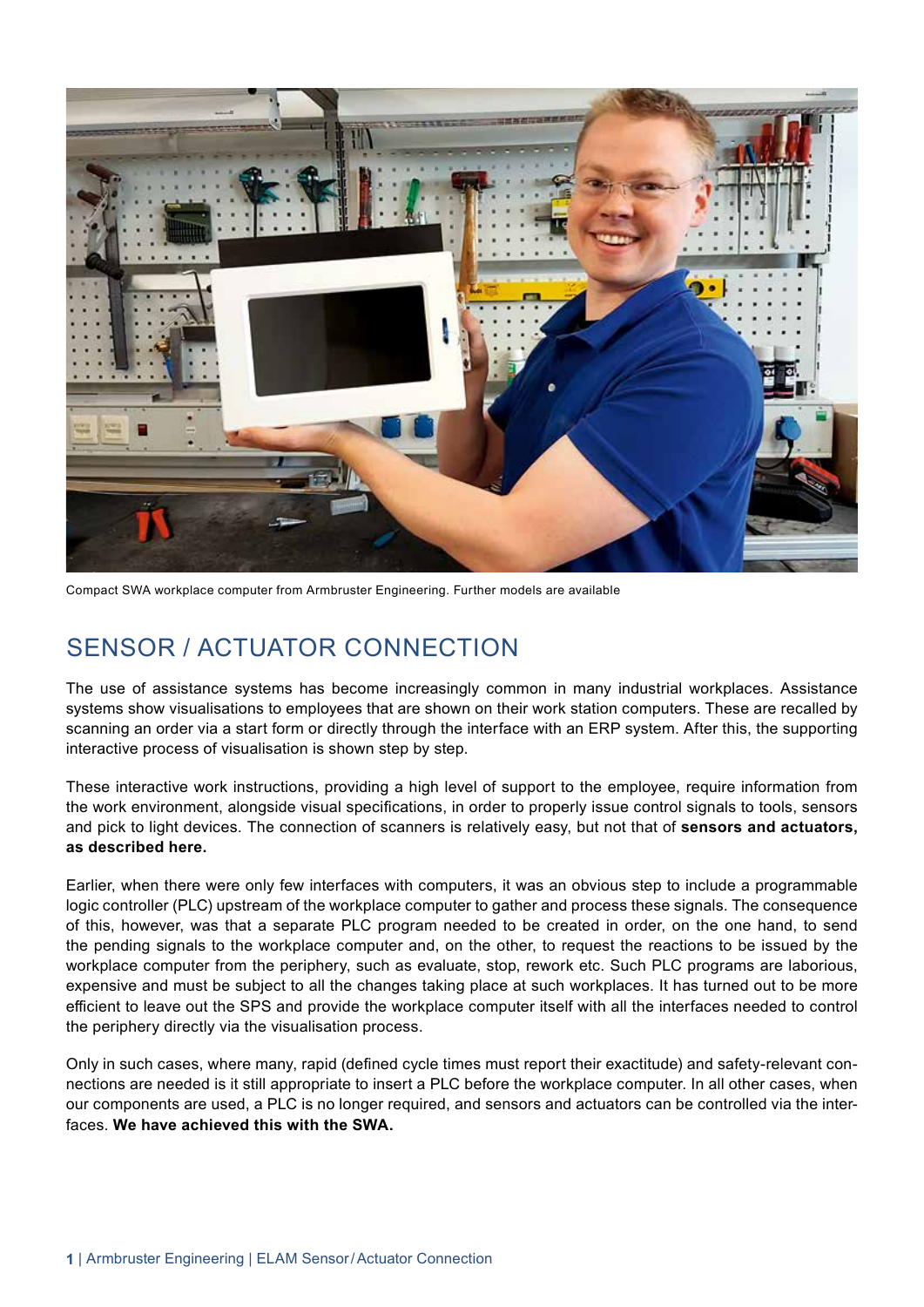Compact SWA workplace computer from Armbruster Engineering. Further models are available

## SENSOR / ACTUATOR CONNECTION

The use of assistance systems has become increasingly common in many industrial workplaces. Assistance systems show visualisations to employees that are shown on their work station computers. These are recalled by scanning an order via a start form or directly through the interface with an ERP system. After this, the supporting interactive process of visualisation is shown step by step.

These interactive work instructions, providing a high level of support to the employee, require information from the work environment, alongside visual specifications, in order to properly issue control signals to tools, sensors and pick to light devices. The connection of scanners is relatively easy, but not that of **sensors and actuators, as described here.**

Earlier, when there were only few interfaces with computers, it was an obvious step to include a programmable logic controller (PLC) upstream of the workplace computer to gather and process these signals. The consequence of this, however, was that a separate PLC program needed to be created in order, on the one hand, to send the pending signals to the workplace computer and, on the other, to request the reactions to be issued by the workplace computer from the periphery, such as evaluate, stop, rework etc. Such PLC programs are laborious, expensive and must be subject to all the changes taking place at such workplaces. It has turned out to be more efficient to leave out the SPS and provide the workplace computer itself with all the interfaces needed to control the periphery directly via the visualisation process.

Only in such cases, where many, rapid (defined cycle times must report their exactitude) and safety-relevant connections are needed is it still appropriate to insert a PLC before the workplace computer. In all other cases, when our components are used, a PLC is no longer required, and sensors and actuators can be controlled via the interfaces. **We have achieved this with the SWA.**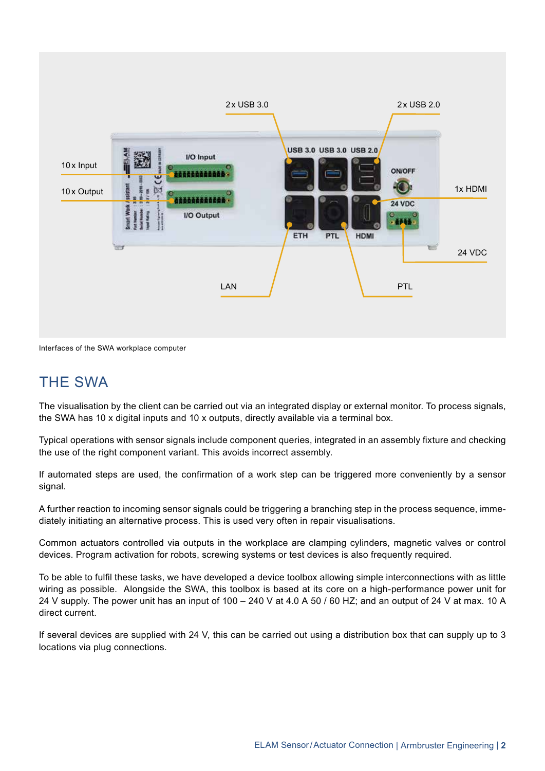Interfaces of the SWA workplace computer

## THE SWA

The visualisation by the client can be carried out via an integrated display or external monitor. To process signals, the SWA has 10 x digital inputs and 10 x outputs, directly available via a terminal box.

Typical operations with sensor signals include component queries, integrated in an assembly fixture and checking the use of the right component variant. This avoids incorrect assembly.

If automated steps are used, the confirmation of a work step can be triggered more conveniently by a sensor signal.

A further reaction to incoming sensor signals could be triggering a branching step in the process sequence, immediately initiating an alternative process. This is used very often in repair visualisations.

Common actuators controlled via outputs in the workplace are clamping cylinders, magnetic valves or control devices. Program activation for robots, screwing systems or test devices is also frequently required.

To be able to fulfil these tasks, we have developed a device toolbox allowing simple interconnections with as little wiring as possible. Alongside the SWA, this toolbox is based at its core on a high-performance power unit for 24 V supply. The power unit has an input of 100 – 240 V at 4.0 A 50 / 60 HZ; and an output of 24 V at max. 10 A direct current.

If several devices are supplied with 24 V, this can be carried out using a distribution box that can supply up to 3 locations via plug connections.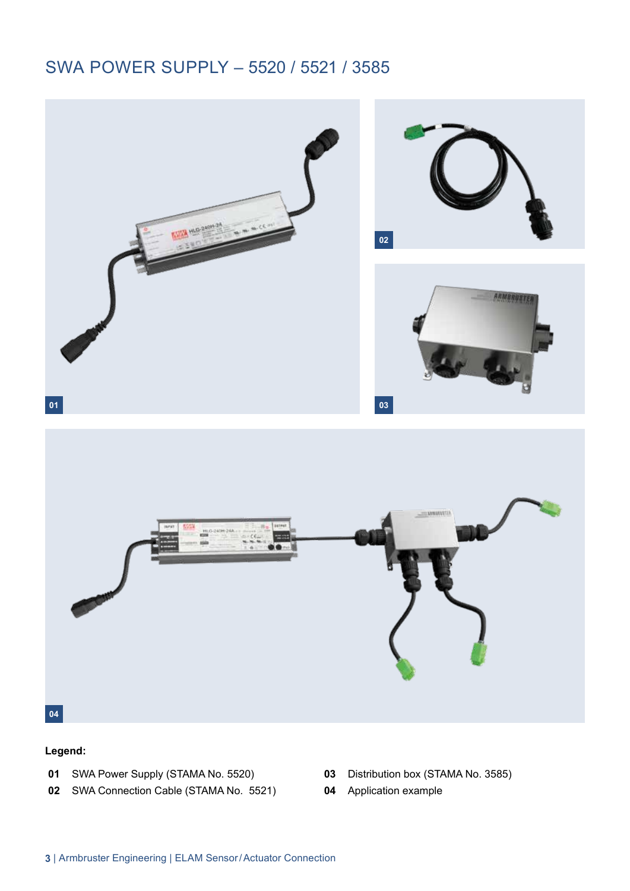# SWA POWER SUPPLY – 5520 / 5521 / 3585

**Legend:**

**01** SWA Power Supply (STAMA No. 5520)

**02** SWA Connection Cable (STAMA No. 5521)

**03** Distribution box (STAMA No. 3585)

**04** Application example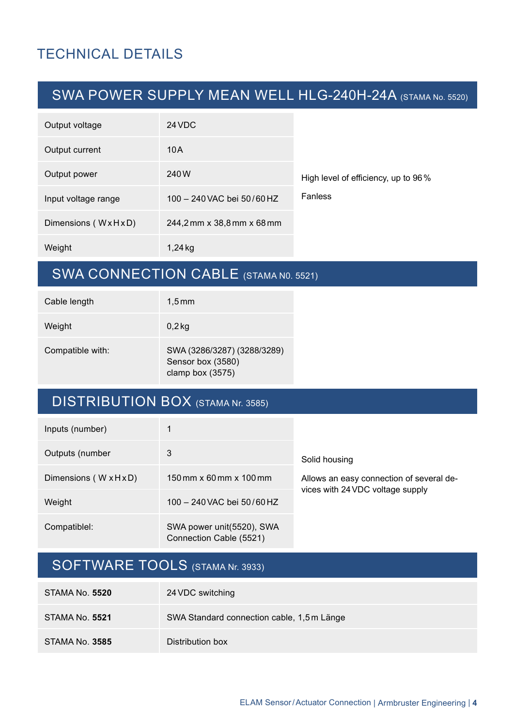# TECHNICAL DETAILS

## SWA POWER SUPPLY MEAN WELL HLG-240H-24A (STAMA No. 5520)

| | |
|---|---|
| Output voltage | 24 VDC |
| Output current | 10 A |
| Output power | 240 W |
| Input voltage range | 100 – 240 VAC bei 50/60 HZ |
| Dimensions ( W x H x D) | 244,2 mm x 38,8 mm x 68 mm |
| Weight | 1,24 kg |

High level of efficiency, up to 96 %

Fanless

## SWA CONNECTION CABLE (STAMA N0. 5521)

| | |
|---|---|
| Cable length | 1,5 mm |
| Weight | 0,2 kg |
| Compatible with: | SWA (3286/3287) (3288/3289)<br>Sensor box (3580)<br>clamp box (3575) |

## DISTRIBUTION BOX (STAMA Nr. 3585)

| | |
|---|---|
| Inputs (number) | 1 |
| Outputs (number | 3 |
| Dimensions ( W x H x D) | 150 mm x 60 mm x 100 mm |
| Weight | 100 – 240 VAC bei 50/60 HZ |
| Compatiblel: | SWA power unit(5520), SWA Connection Cable (5521) |

Solid housing

Allows an easy connection of several devices with 24 VDC voltage supply

## SOFTWARE TOOLS (STAMA Nr. 3933)

| | |
|---|---|
| STAMA No. **5520** | 24 VDC switching |
| STAMA No. **5521** | SWA Standard connection cable, 1,5 m Länge |
| STAMA No. **3585** | Distribution box |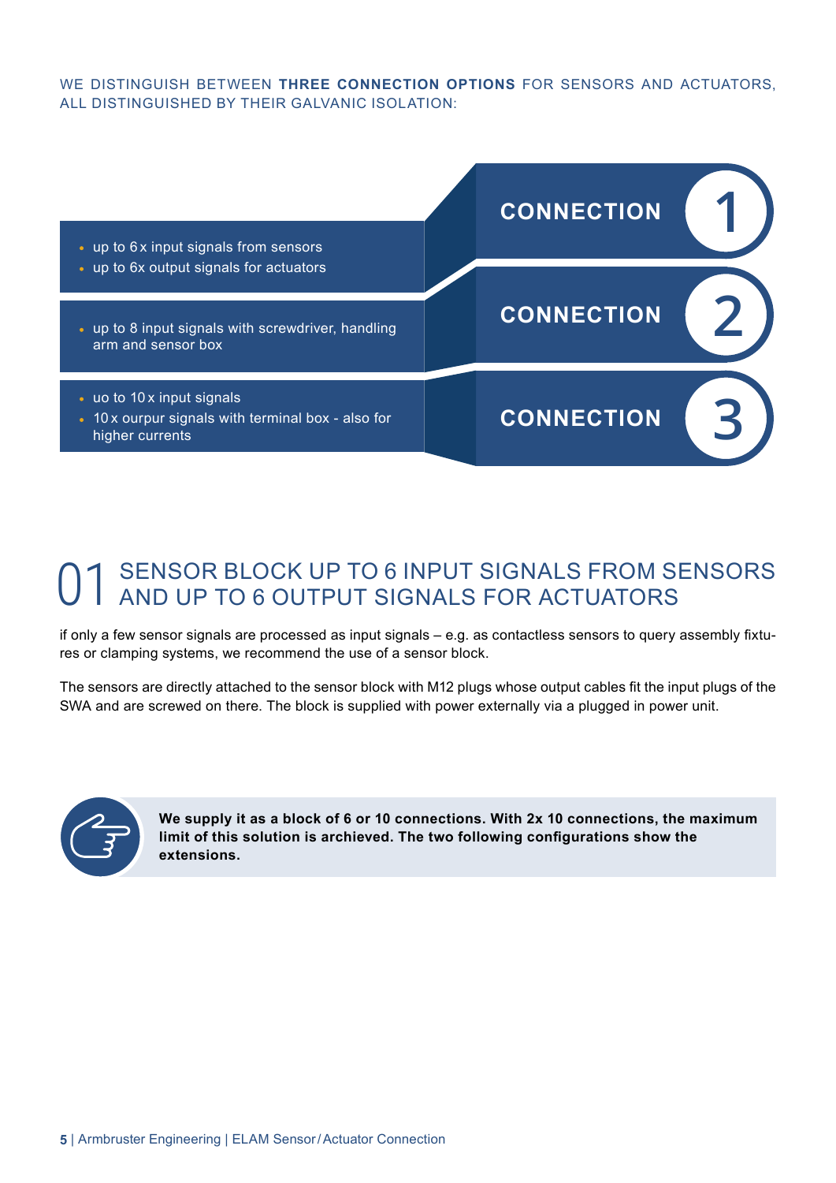WE DISTINGUISH BETWEEN **THREE CONNECTION OPTIONS** FOR SENSORS AND ACTUATORS, ALL DISTINGUISHED BY THEIR GALVANIC ISOLATION:

**CONNECTION 1**

- up to 6 x input signals from sensors
- up to 6x output signals for actuators

**CONNECTION 2**

- up to 8 input signals with screwdriver, handling arm and sensor box

**CONNECTION 3**

- uo to 10 x input signals
- 10 x ourpur signals with terminal box - also for higher currents

## 01 SENSOR BLOCK UP TO 6 INPUT SIGNALS FROM SENSORS AND UP TO 6 OUTPUT SIGNALS FOR ACTUATORS

if only a few sensor signals are processed as input signals – e.g. as contactless sensors to query assembly fixtures or clamping systems, we recommend the use of a sensor block.

The sensors are directly attached to the sensor block with M12 plugs whose output cables fit the input plugs of the SWA and are screwed on there. The block is supplied with power externally via a plugged in power unit.

**We supply it as a block of 6 or 10 connections. With 2x 10 connections, the maximum limit of this solution is archieved. The two following configurations show the extensions.**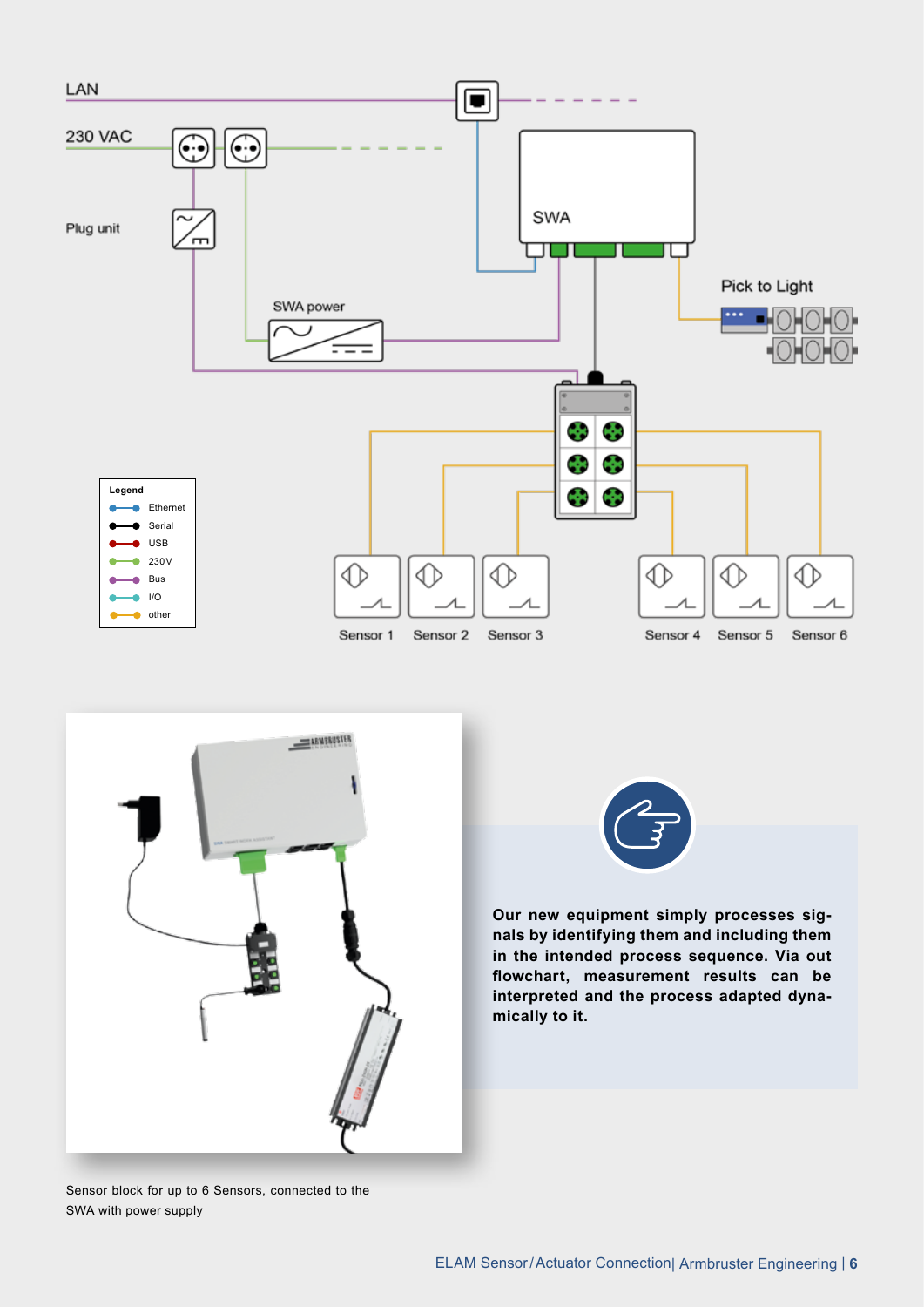Our new equipment simply processes signals by identifying them and including them in the intended process sequence. Via out flowchart, measurement results can be interpreted and the process adapted dynamically to it.

Sensor block for up to 6 Sensors, connected to the SWA with power supply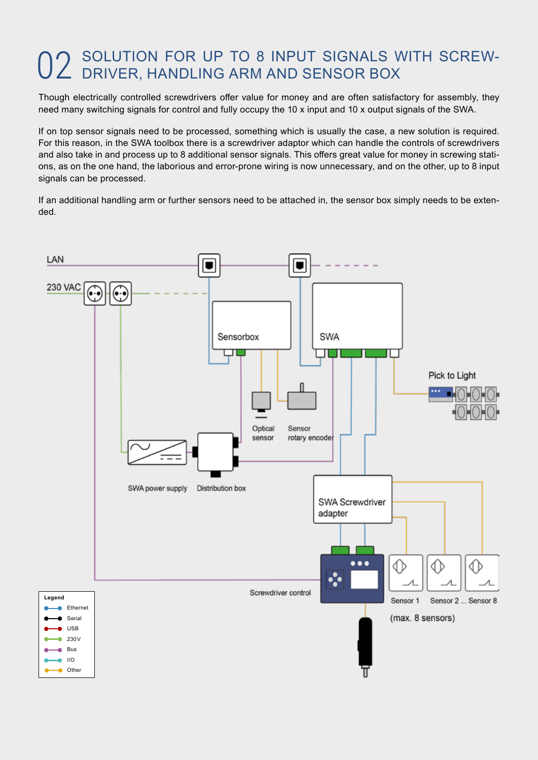# 02 SOLUTION FOR UP TO 8 INPUT SIGNALS WITH SCREWDRIVER, HANDLING ARM AND SENSOR BOX

Though electrically controlled screwdrivers offer value for money and are often satisfactory for assembly, they need many switching signals for control and fully occupy the 10 x input and 10 x output signals of the SWA.

If on top sensor signals need to be processed, something which is usually the case, a new solution is required. For this reason, in the SWA toolbox there is a screwdriver adaptor which can handle the controls of screwdrivers and also take in and process up to 8 additional sensor signals. This offers great value for money in screwing stations, as on the one hand, the laborious and error-prone wiring is now unnecessary, and on the other, up to 8 input signals can be processed.

If an additional handling arm or further sensors need to be attached in, the sensor box simply needs to be extended.

LAN

230 VAC

Sensorbox

SWA

Pick to Light

Optical sensor

Sensor rotary encoder

SWA power supply

Distribution box

SWA Screwdriver adapter

Screwdriver control

Sensor 1 Sensor 2 ... Sensor 8

(max. 8 sensors)

**Legend**

- Ethernet
- Serial
- USB
- 230V
- Bus
- I/O
- Other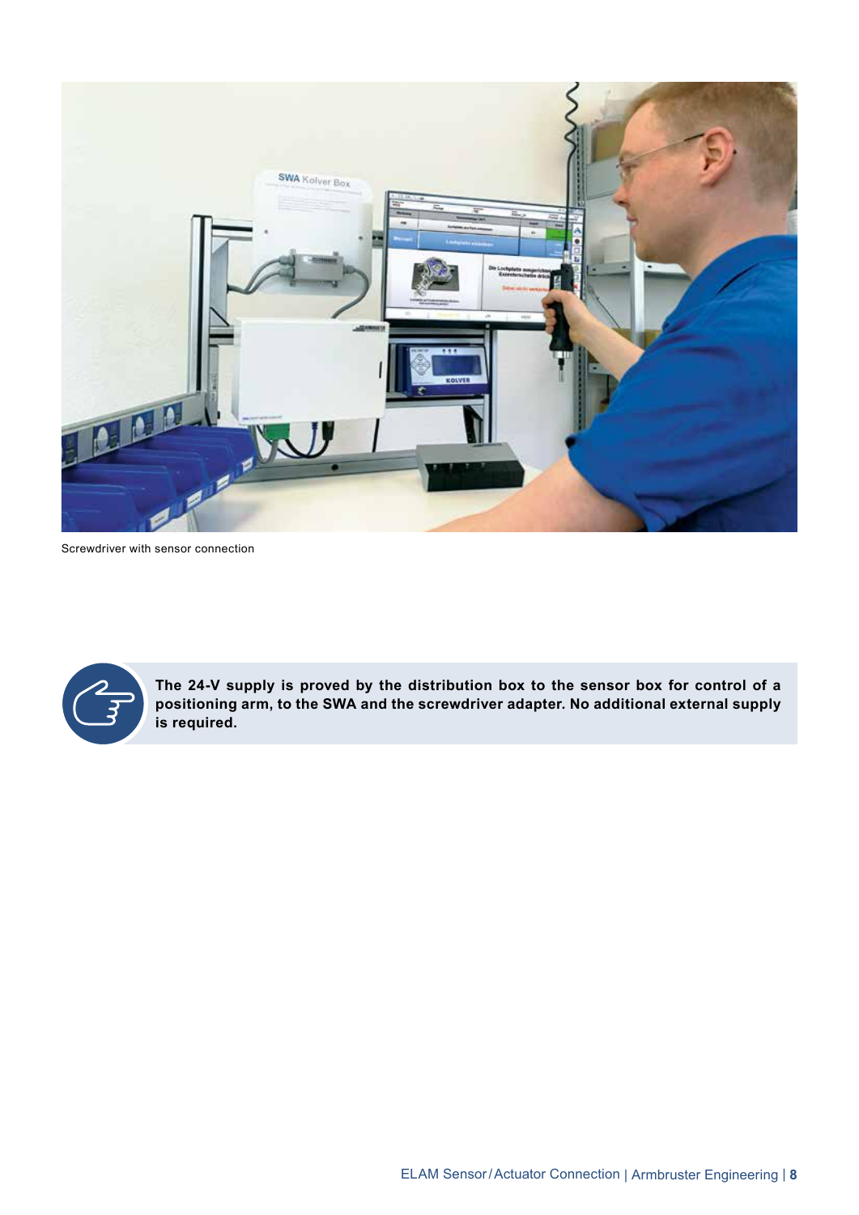Screwdriver with sensor connection

**The 24-V supply is proved by the distribution box to the sensor box for control of a positioning arm, to the SWA and the screwdriver adapter. No additional external supply is required.**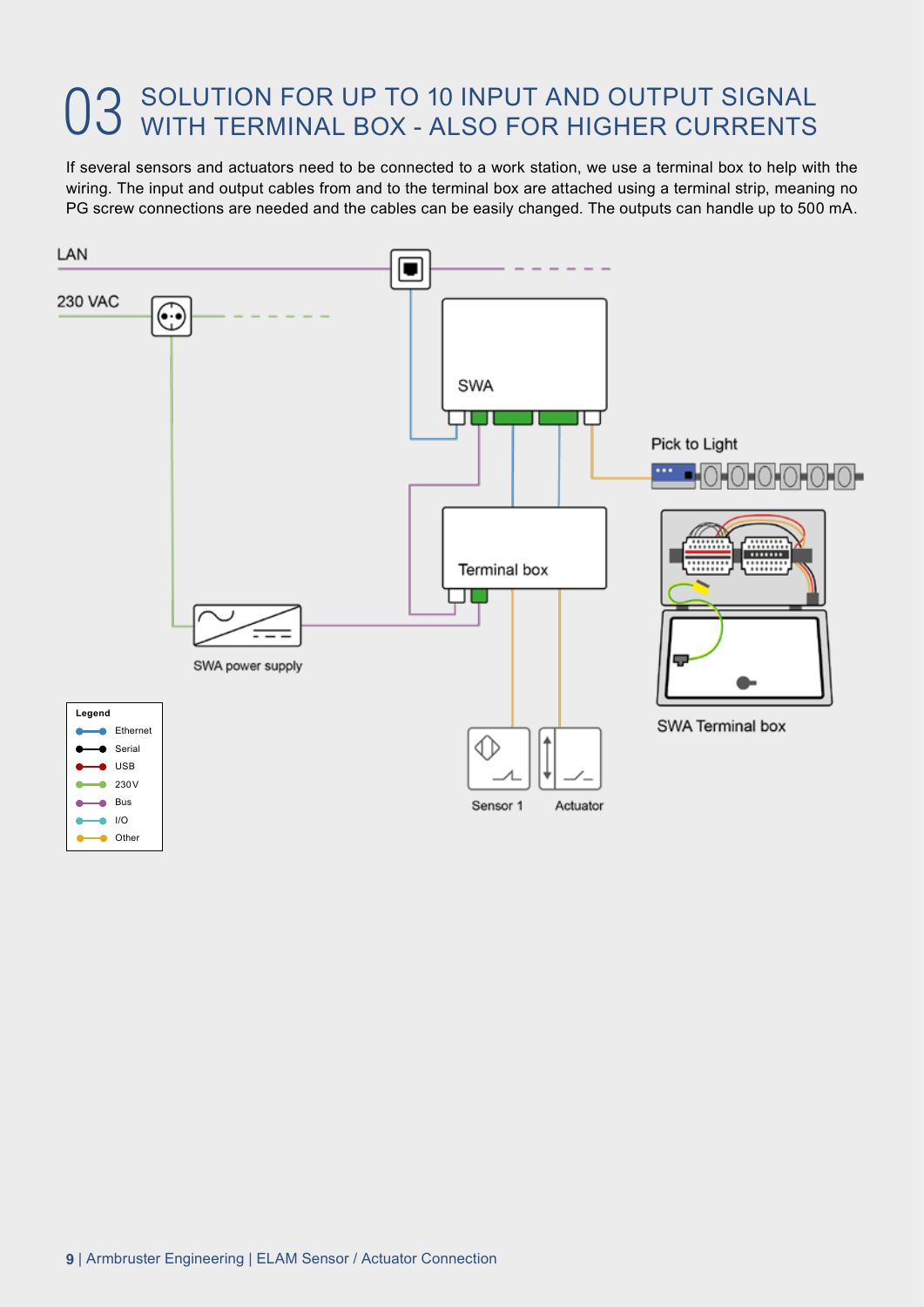# 03 SOLUTION FOR UP TO 10 INPUT AND OUTPUT SIGNAL WITH TERMINAL BOX - ALSO FOR HIGHER CURRENTS

If several sensors and actuators need to be connected to a work station, we use a terminal box to help with the wiring. The input and output cables from and to the terminal box are attached using a terminal strip, meaning no PG screw connections are needed and the cables can be easily changed. The outputs can handle up to 500 mA.

LAN

230 VAC

SWA

Pick to Light

Terminal box

SWA power supply

SWA Terminal box

Sensor 1

Actuator

**Legend**

- Ethernet
- Serial
- USB
- 230V
- Bus
- I/O
- Other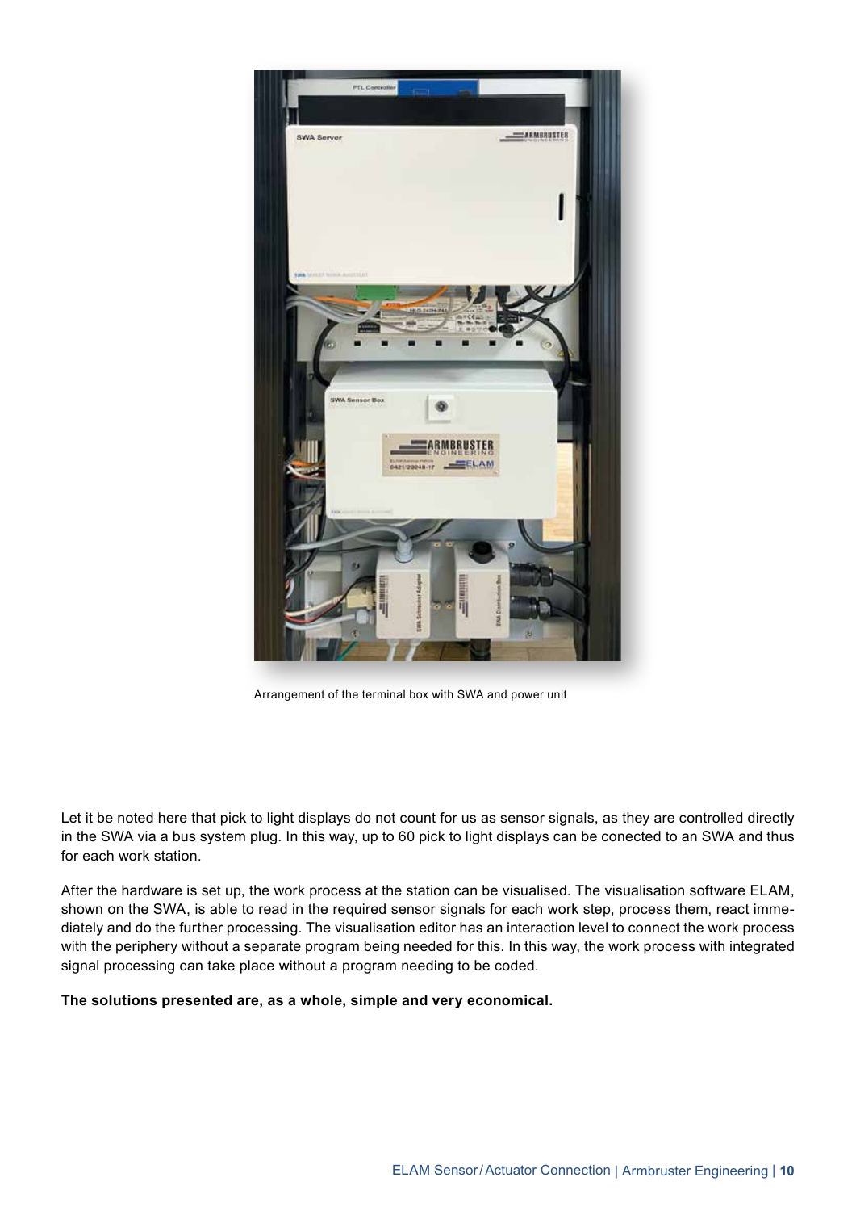Arrangement of the terminal box with SWA and power unit

Let it be noted here that pick to light displays do not count for us as sensor signals, as they are controlled directly in the SWA via a bus system plug. In this way, up to 60 pick to light displays can be conected to an SWA and thus for each work station.

After the hardware is set up, the work process at the station can be visualised. The visualisation software ELAM, shown on the SWA, is able to read in the required sensor signals for each work step, process them, react immediately and do the further processing. The visualisation editor has an interaction level to connect the work process with the periphery without a separate program being needed for this. In this way, the work process with integrated signal processing can take place without a program needing to be coded.

**The solutions presented are, as a whole, simple and very economical.**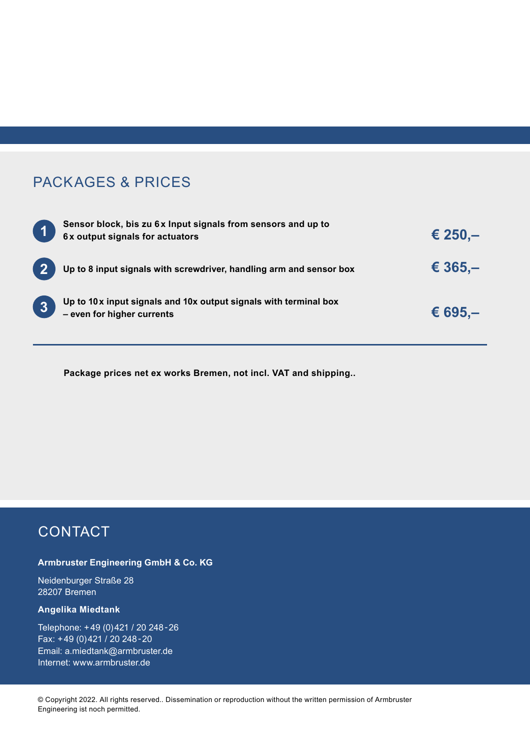## PACKAGES & PRICES

| | | |
|---|---|---|
| 1 | **Sensor block, bis zu 6 x Input signals from sensors and up to 6 x output signals for actuators** | **€ 250,–** |
| 2 | **Up to 8 input signals with screwdriver, handling arm and sensor box** | **€ 365,–** |
| 3 | **Up to 10 x input signals and 10x output signals with terminal box – even for higher currents** | **€ 695,–** |

**Package prices net ex works Bremen, not incl. VAT and shipping..**

## CONTACT

**Armbruster Engineering GmbH & Co. KG**

Neidenburger Straße 28
28207 Bremen

**Angelika Miedtank**

Telephone: +49 (0)421 / 20 248-26
Fax: +49 (0)421 / 20 248-20
Email: a.miedtank@armbruster.de
Internet: www.armbruster.de

© Copyright 2022. All rights reserved.. Dissemination or reproduction without the written permission of Armbruster Engineering ist noch permitted.